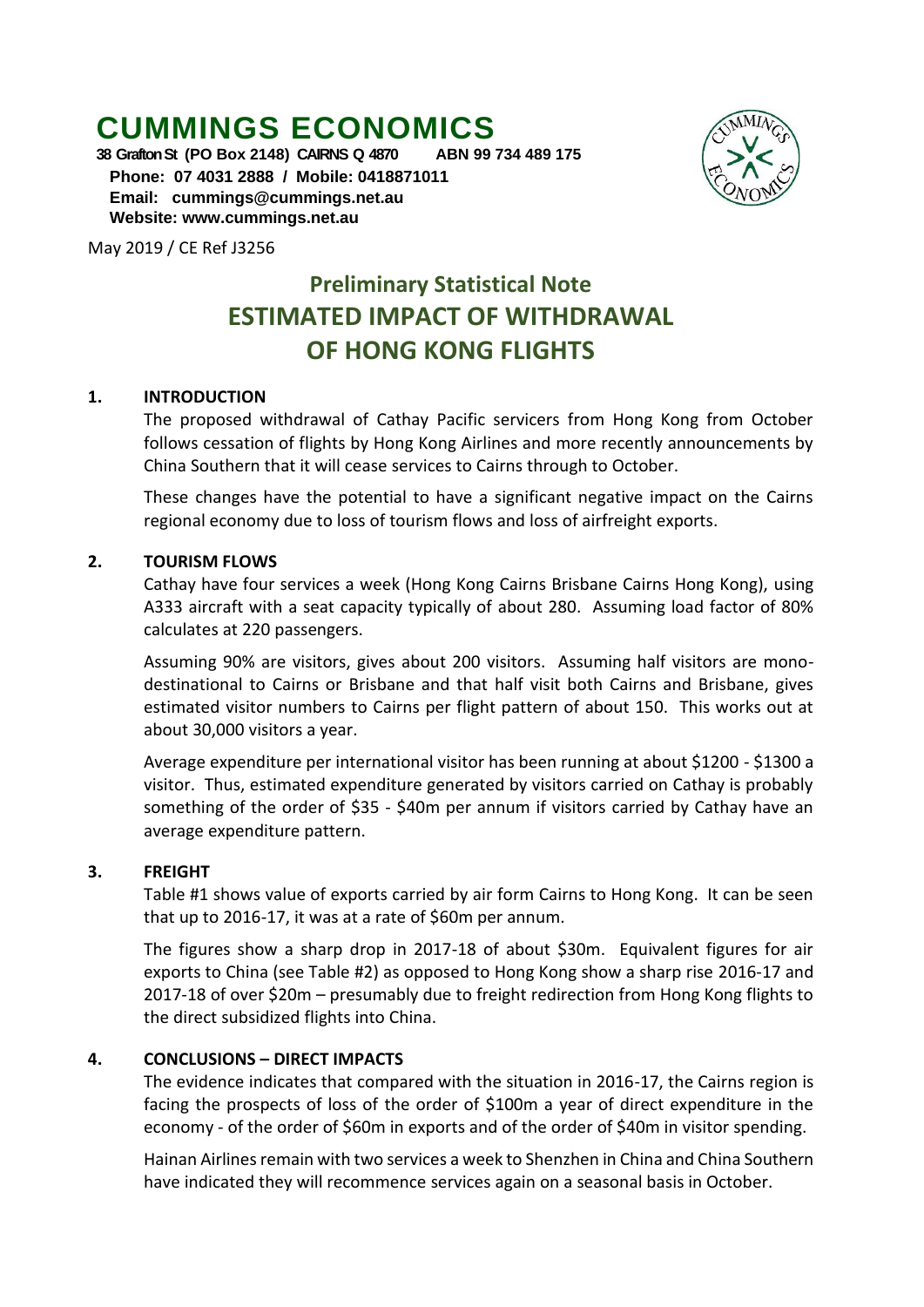# CUMMINGS ECONOMICS

**38 Grafton St (PO Box 2148) CAIRNS Q 4870 ABN 99 734 489 175**
**Phone: 07 4031 2888 / Mobile: 0418871011**
**Email: cummings@cummings.net.au**
**Website: www.cummings.net.au**

May 2019 / CE Ref J3256

## Preliminary Statistical Note

# ESTIMATED IMPACT OF WITHDRAWAL OF HONG KONG FLIGHTS

### 1. INTRODUCTION

The proposed withdrawal of Cathay Pacific servicers from Hong Kong from October follows cessation of flights by Hong Kong Airlines and more recently announcements by China Southern that it will cease services to Cairns through to October.

These changes have the potential to have a significant negative impact on the Cairns regional economy due to loss of tourism flows and loss of airfreight exports.

### 2. TOURISM FLOWS

Cathay have four services a week (Hong Kong Cairns Brisbane Cairns Hong Kong), using A333 aircraft with a seat capacity typically of about 280. Assuming load factor of 80% calculates at 220 passengers.

Assuming 90% are visitors, gives about 200 visitors. Assuming half visitors are mono-destinational to Cairns or Brisbane and that half visit both Cairns and Brisbane, gives estimated visitor numbers to Cairns per flight pattern of about 150. This works out at about 30,000 visitors a year.

Average expenditure per international visitor has been running at about $1200 - $1300 a visitor. Thus, estimated expenditure generated by visitors carried on Cathay is probably something of the order of $35 - $40m per annum if visitors carried by Cathay have an average expenditure pattern.

### 3. FREIGHT

Table #1 shows value of exports carried by air form Cairns to Hong Kong. It can be seen that up to 2016-17, it was at a rate of $60m per annum.

The figures show a sharp drop in 2017-18 of about $30m. Equivalent figures for air exports to China (see Table #2) as opposed to Hong Kong show a sharp rise 2016-17 and 2017-18 of over $20m – presumably due to freight redirection from Hong Kong flights to the direct subsidized flights into China.

### 4. CONCLUSIONS – DIRECT IMPACTS

The evidence indicates that compared with the situation in 2016-17, the Cairns region is facing the prospects of loss of the order of $100m a year of direct expenditure in the economy - of the order of $60m in exports and of the order of $40m in visitor spending.

Hainan Airlines remain with two services a week to Shenzhen in China and China Southern have indicated they will recommence services again on a seasonal basis in October.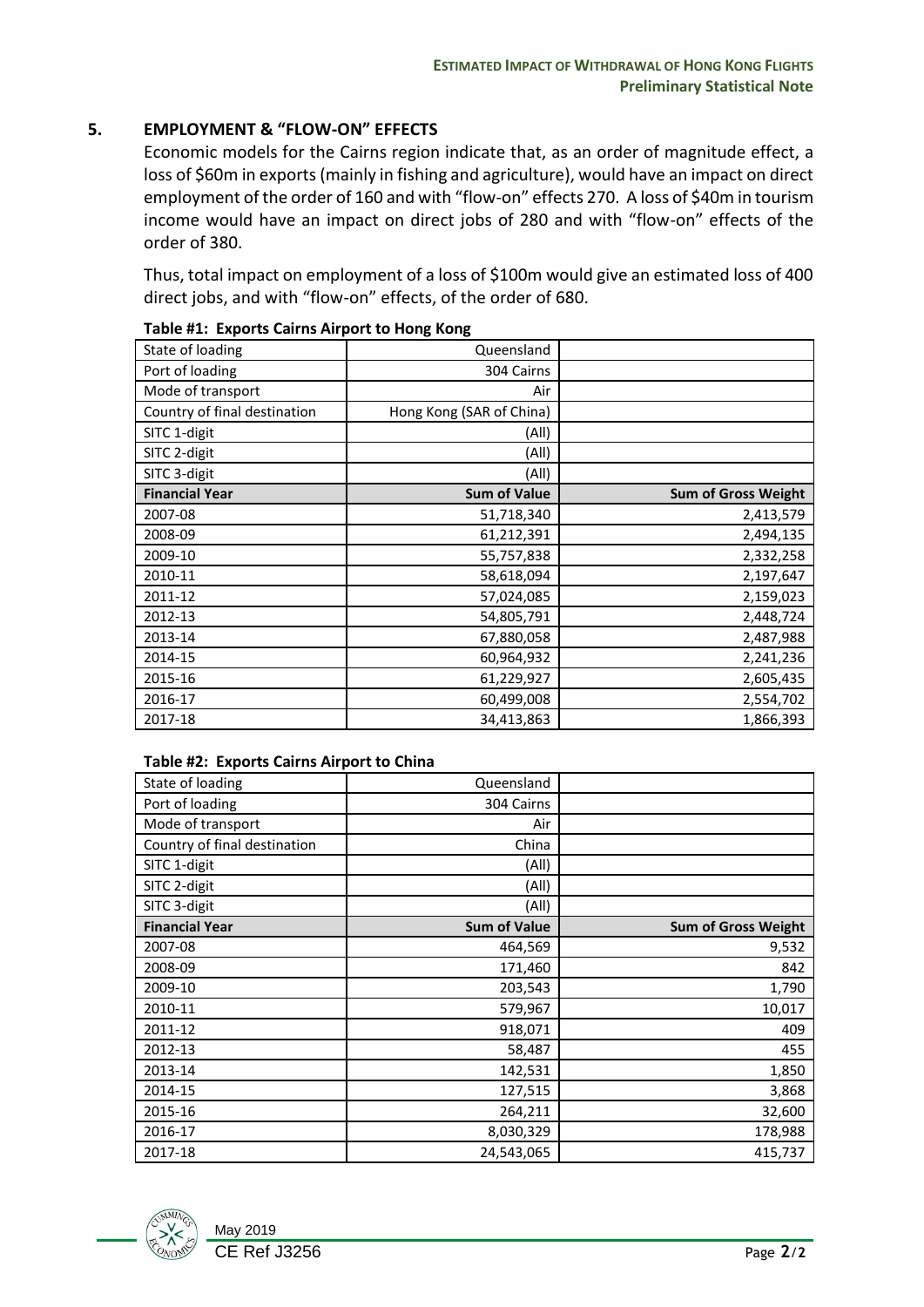## 5. EMPLOYMENT & "FLOW-ON" EFFECTS

Economic models for the Cairns region indicate that, as an order of magnitude effect, a loss of $60m in exports (mainly in fishing and agriculture), would have an impact on direct employment of the order of 160 and with "flow-on" effects 270. A loss of $40m in tourism income would have an impact on direct jobs of 280 and with "flow-on" effects of the order of 380.

Thus, total impact on employment of a loss of $100m would give an estimated loss of 400 direct jobs, and with "flow-on" effects, of the order of 680.

**Table #1: Exports Cairns Airport to Hong Kong**

| | | |
|---|---|---|
| State of loading | Queensland | |
| Port of loading | 304 Cairns | |
| Mode of transport | Air | |
| Country of final destination | Hong Kong (SAR of China) | |
| SITC 1-digit | (All) | |
| SITC 2-digit | (All) | |
| SITC 3-digit | (All) | |
| **Financial Year** | **Sum of Value** | **Sum of Gross Weight** |
| 2007-08 | 51,718,340 | 2,413,579 |
| 2008-09 | 61,212,391 | 2,494,135 |
| 2009-10 | 55,757,838 | 2,332,258 |
| 2010-11 | 58,618,094 | 2,197,647 |
| 2011-12 | 57,024,085 | 2,159,023 |
| 2012-13 | 54,805,791 | 2,448,724 |
| 2013-14 | 67,880,058 | 2,487,988 |
| 2014-15 | 60,964,932 | 2,241,236 |
| 2015-16 | 61,229,927 | 2,605,435 |
| 2016-17 | 60,499,008 | 2,554,702 |
| 2017-18 | 34,413,863 | 1,866,393 |

**Table #2: Exports Cairns Airport to China**

| | | |
|---|---|---|
| State of loading | Queensland | |
| Port of loading | 304 Cairns | |
| Mode of transport | Air | |
| Country of final destination | China | |
| SITC 1-digit | (All) | |
| SITC 2-digit | (All) | |
| SITC 3-digit | (All) | |
| **Financial Year** | **Sum of Value** | **Sum of Gross Weight** |
| 2007-08 | 464,569 | 9,532 |
| 2008-09 | 171,460 | 842 |
| 2009-10 | 203,543 | 1,790 |
| 2010-11 | 579,967 | 10,017 |
| 2011-12 | 918,071 | 409 |
| 2012-13 | 58,487 | 455 |
| 2013-14 | 142,531 | 1,850 |
| 2014-15 | 127,515 | 3,868 |
| 2015-16 | 264,211 | 32,600 |
| 2016-17 | 8,030,329 | 178,988 |
| 2017-18 | 24,543,065 | 415,737 |